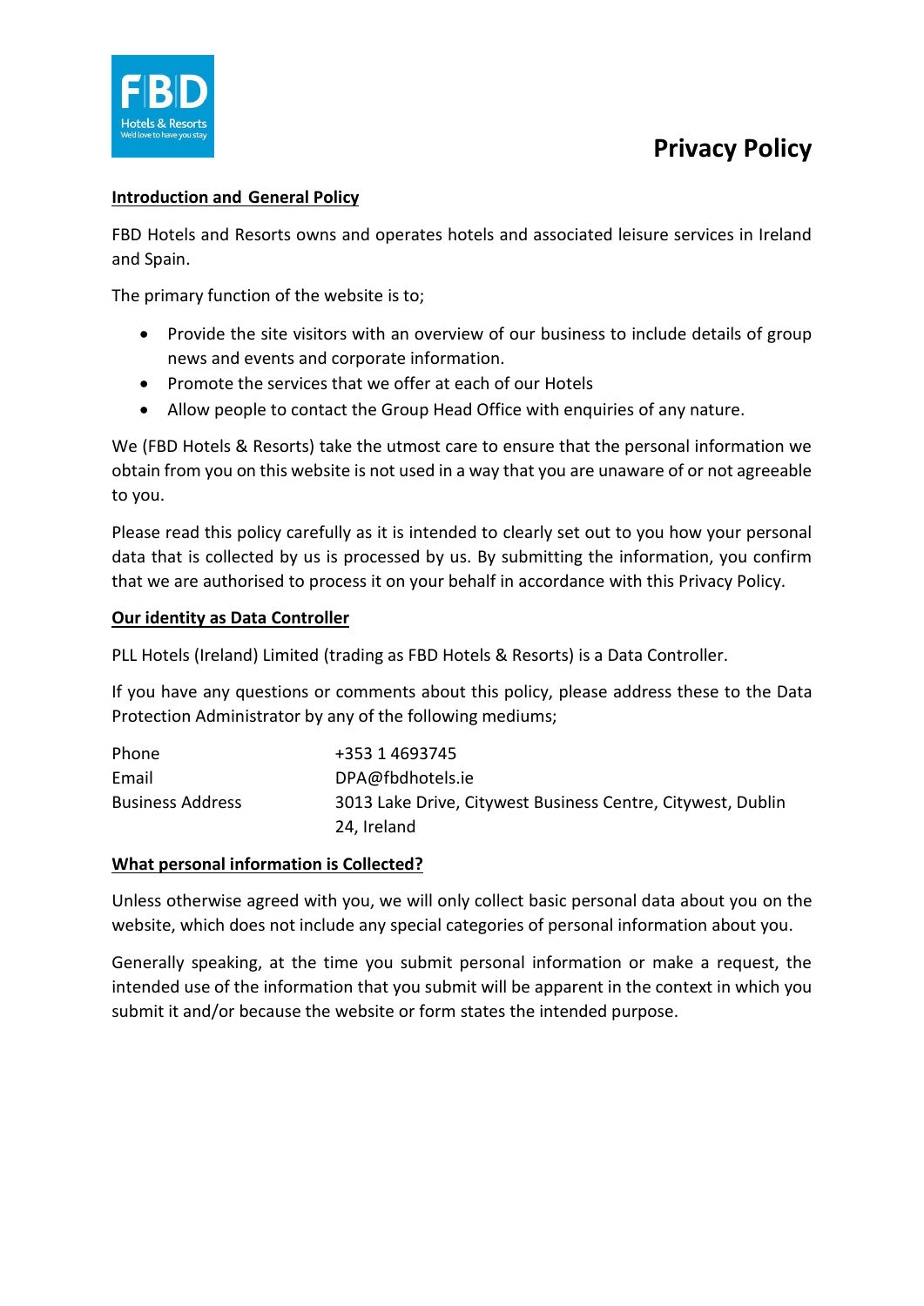# Privacy Policy

## Introduction and General Policy

FBD Hotels and Resorts owns and operates hotels and associated leisure services in Ireland and Spain.

The primary function of the website is to;

- Provide the site visitors with an overview of our business to include details of group news and events and corporate information.
- Promote the services that we offer at each of our Hotels
- Allow people to contact the Group Head Office with enquiries of any nature.

We (FBD Hotels & Resorts) take the utmost care to ensure that the personal information we obtain from you on this website is not used in a way that you are unaware of or not agreeable to you.

Please read this policy carefully as it is intended to clearly set out to you how your personal data that is collected by us is processed by us. By submitting the information, you confirm that we are authorised to process it on your behalf in accordance with this Privacy Policy.

## Our identity as Data Controller

PLL Hotels (Ireland) Limited (trading as FBD Hotels & Resorts) is a Data Controller.

If you have any questions or comments about this policy, please address these to the Data Protection Administrator by any of the following mediums;

| | |
|---|---|
| Phone | +353 1 4693745 |
| Email | DPA@fbdhotels.ie |
| Business Address | 3013 Lake Drive, Citywest Business Centre, Citywest, Dublin 24, Ireland |

## What personal information is Collected?

Unless otherwise agreed with you, we will only collect basic personal data about you on the website, which does not include any special categories of personal information about you.

Generally speaking, at the time you submit personal information or make a request, the intended use of the information that you submit will be apparent in the context in which you submit it and/or because the website or form states the intended purpose.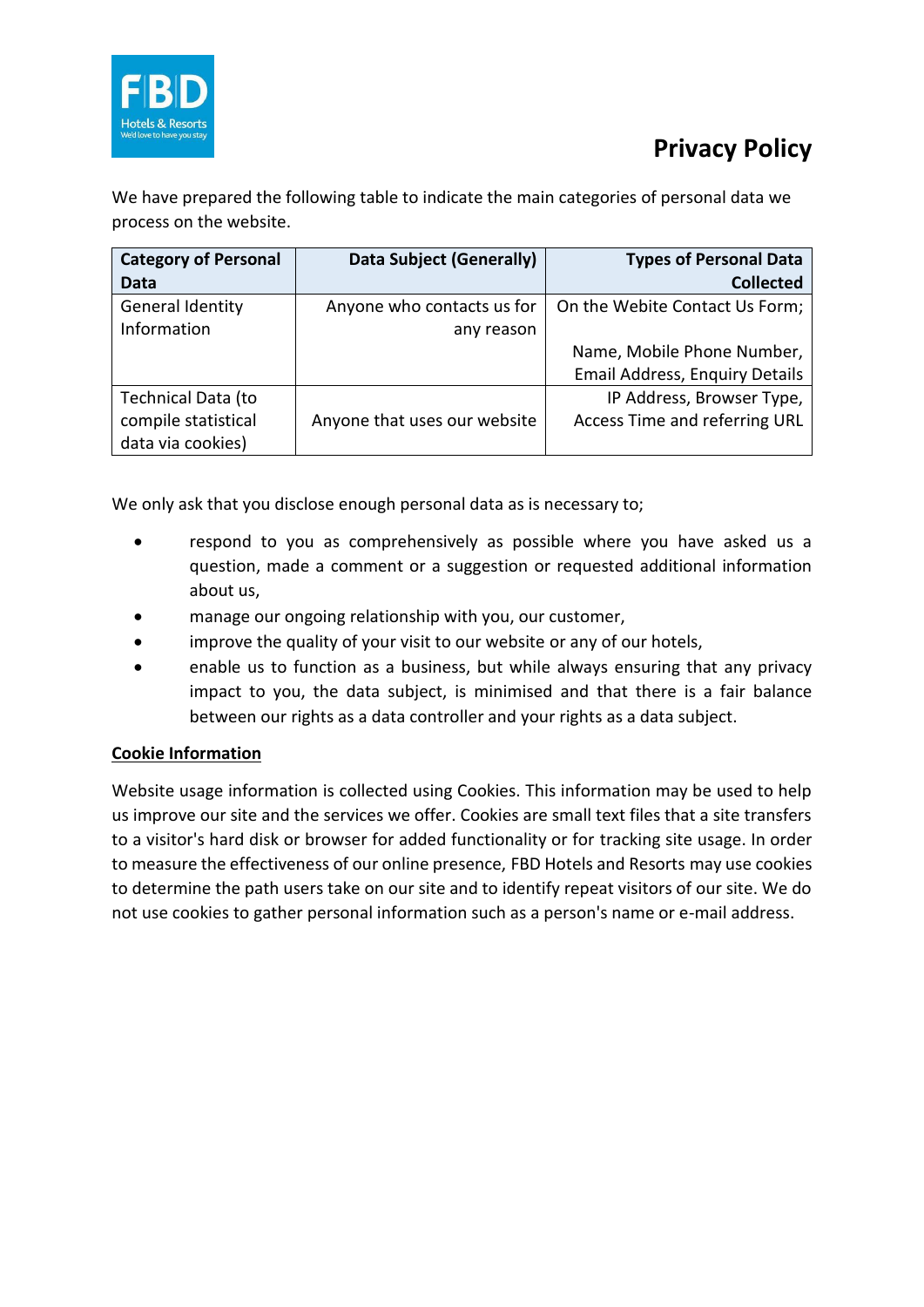# Privacy Policy

We have prepared the following table to indicate the main categories of personal data we process on the website.

| Category of Personal Data | Data Subject (Generally) | Types of Personal Data Collected |
| --- | --- | --- |
| General Identity Information | Anyone who contacts us for any reason | On the Webite Contact Us Form; Name, Mobile Phone Number, Email Address, Enquiry Details |
| Technical Data (to compile statistical data via cookies) | Anyone that uses our website | IP Address, Browser Type, Access Time and referring URL |

We only ask that you disclose enough personal data as is necessary to;

- respond to you as comprehensively as possible where you have asked us a question, made a comment or a suggestion or requested additional information about us,
- manage our ongoing relationship with you, our customer,
- improve the quality of your visit to our website or any of our hotels,
- enable us to function as a business, but while always ensuring that any privacy impact to you, the data subject, is minimised and that there is a fair balance between our rights as a data controller and your rights as a data subject.

## Cookie Information

Website usage information is collected using Cookies. This information may be used to help us improve our site and the services we offer. Cookies are small text files that a site transfers to a visitor's hard disk or browser for added functionality or for tracking site usage. In order to measure the effectiveness of our online presence, FBD Hotels and Resorts may use cookies to determine the path users take on our site and to identify repeat visitors of our site. We do not use cookies to gather personal information such as a person's name or e-mail address.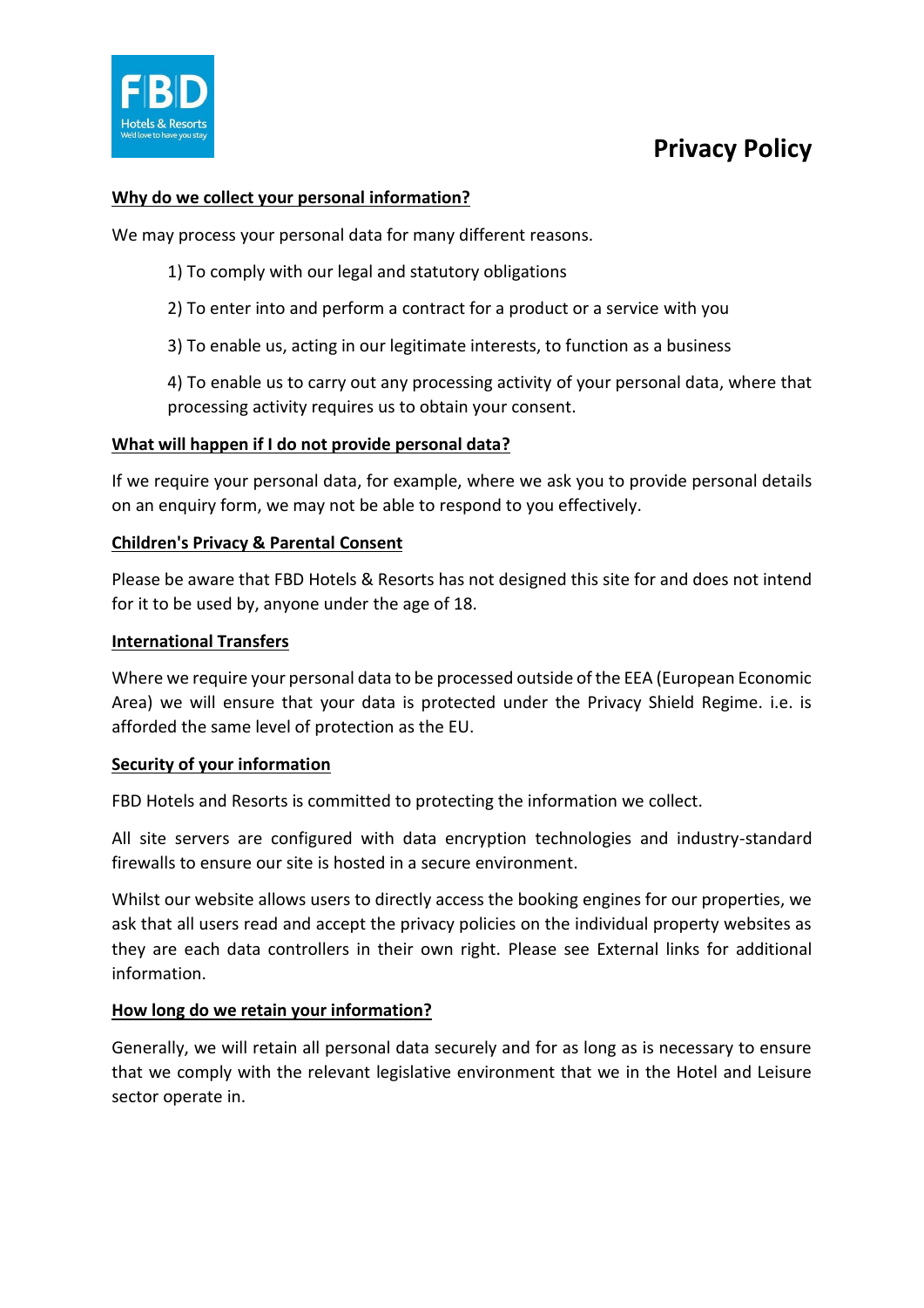# Privacy Policy

**Why do we collect your personal information?**

We may process your personal data for many different reasons.

1) To comply with our legal and statutory obligations

2) To enter into and perform a contract for a product or a service with you

3) To enable us, acting in our legitimate interests, to function as a business

4) To enable us to carry out any processing activity of your personal data, where that processing activity requires us to obtain your consent.

**What will happen if I do not provide personal data?**

If we require your personal data, for example, where we ask you to provide personal details on an enquiry form, we may not be able to respond to you effectively.

**Children's Privacy & Parental Consent**

Please be aware that FBD Hotels & Resorts has not designed this site for and does not intend for it to be used by, anyone under the age of 18.

**International Transfers**

Where we require your personal data to be processed outside of the EEA (European Economic Area) we will ensure that your data is protected under the Privacy Shield Regime. i.e. is afforded the same level of protection as the EU.

**Security of your information**

FBD Hotels and Resorts is committed to protecting the information we collect.

All site servers are configured with data encryption technologies and industry-standard firewalls to ensure our site is hosted in a secure environment.

Whilst our website allows users to directly access the booking engines for our properties, we ask that all users read and accept the privacy policies on the individual property websites as they are each data controllers in their own right. Please see External links for additional information.

**How long do we retain your information?**

Generally, we will retain all personal data securely and for as long as is necessary to ensure that we comply with the relevant legislative environment that we in the Hotel and Leisure sector operate in.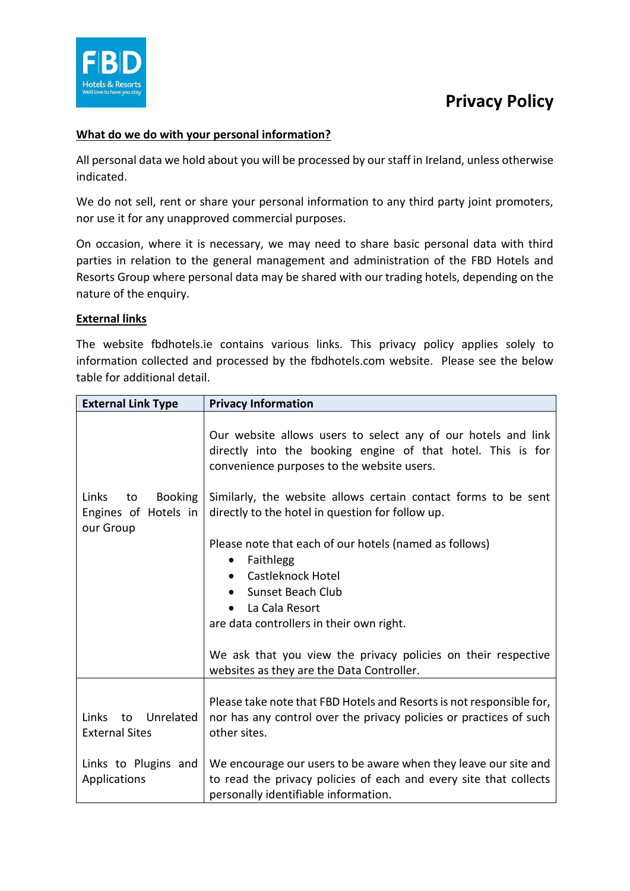# Privacy Policy

**What do we do with your personal information?**

All personal data we hold about you will be processed by our staff in Ireland, unless otherwise indicated.

We do not sell, rent or share your personal information to any third party joint promoters, nor use it for any unapproved commercial purposes.

On occasion, where it is necessary, we may need to share basic personal data with third parties in relation to the general management and administration of the FBD Hotels and Resorts Group where personal data may be shared with our trading hotels, depending on the nature of the enquiry.

**External links**

The website fbdhotels.ie contains various links. This privacy policy applies solely to information collected and processed by the fbdhotels.com website. Please see the below table for additional detail.

| External Link Type | Privacy Information |
|---|---|
| Links to Booking Engines of Hotels in our Group | Our website allows users to select any of our hotels and link directly into the booking engine of that hotel. This is for convenience purposes to the website users.<br><br>Similarly, the website allows certain contact forms to be sent directly to the hotel in question for follow up.<br><br>Please note that each of our hotels (named as follows)<br>• Faithlegg<br>• Castleknock Hotel<br>• Sunset Beach Club<br>• La Cala Resort<br>are data controllers in their own right.<br><br>We ask that you view the privacy policies on their respective websites as they are the Data Controller. |
| Links to Unrelated External Sites<br><br>Links to Plugins and Applications | Please take note that FBD Hotels and Resorts is not responsible for, nor has any control over the privacy policies or practices of such other sites.<br><br>We encourage our users to be aware when they leave our site and to read the privacy policies of each and every site that collects personally identifiable information. |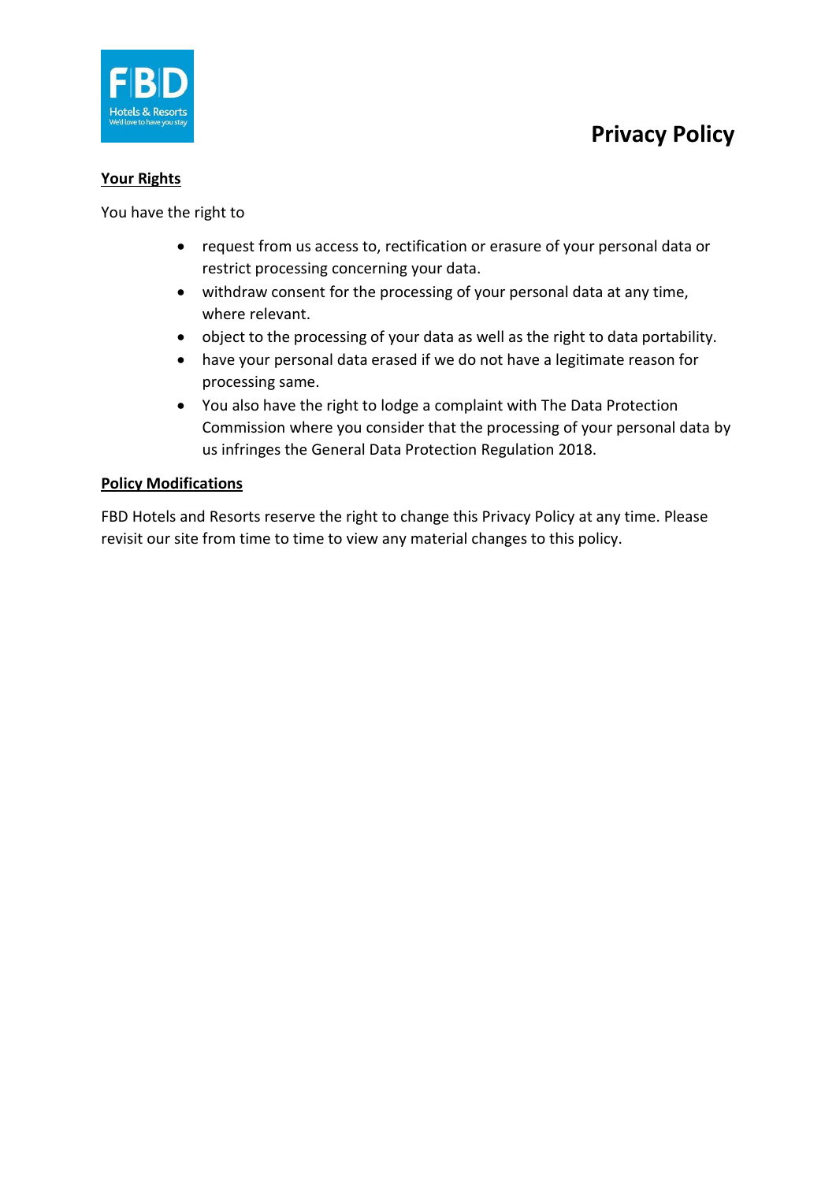**Your Rights**

You have the right to

- request from us access to, rectification or erasure of your personal data or restrict processing concerning your data.
- withdraw consent for the processing of your personal data at any time, where relevant.
- object to the processing of your data as well as the right to data portability.
- have your personal data erased if we do not have a legitimate reason for processing same.
- You also have the right to lodge a complaint with The Data Protection Commission where you consider that the processing of your personal data by us infringes the General Data Protection Regulation 2018.

**Policy Modifications**

FBD Hotels and Resorts reserve the right to change this Privacy Policy at any time. Please revisit our site from time to time to view any material changes to this policy.